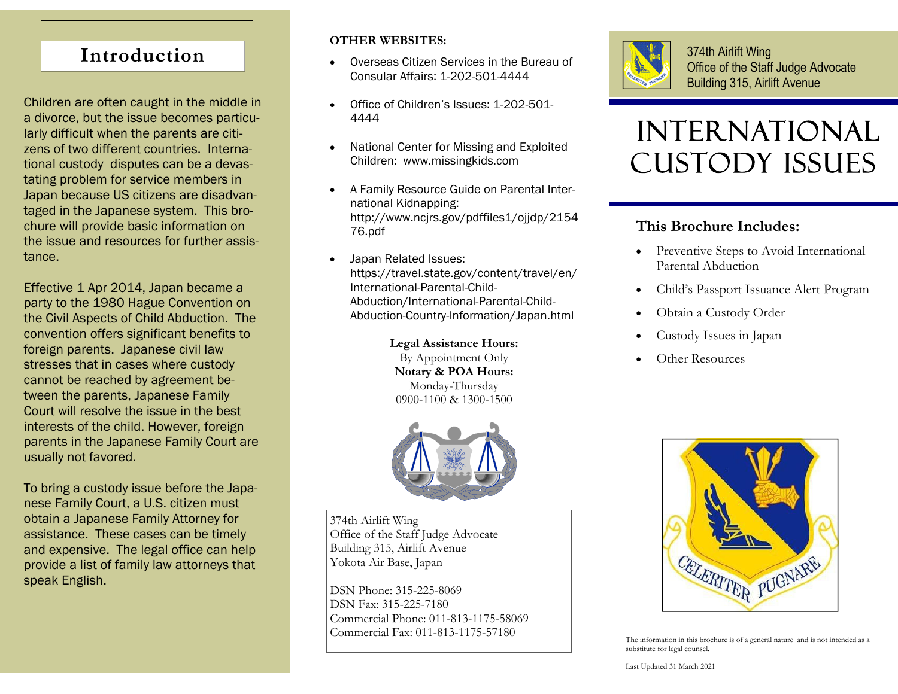## Introduction

Children are often caught in the middle in a divorce, but the issue becomes particularly difficult when the parents are citizens of two different countries. International custody disputes can be a devastating problem for service members in Japan because US citizens are disadvantaged in the Japanese system. This brochure will provide basic information on the issue and resources for further assistance.

Effective 1 Apr 2014, Japan became a party to the 1980 Hague Convention on the Civil Aspects of Child Abduction. The convention offers significant benefits to foreign parents. Japanese civil law stresses that in cases where custody cannot be reached by agreement between the parents, Japanese Family Court will resolve the issue in the best interests of the child. However, foreign parents in the Japanese Family Court are usually not favored.

To bring a custody issue before the Japanese Family Court, a U.S. citizen must obtain a Japanese Family Attorney for assistance. These cases can be timely and expensive. The legal office can help provide a list of family law attorneys that speak English.

**OTHER WEBSITES:**

- Overseas Citizen Services in the Bureau of Consular Affairs: 1-202-501-4444
- Office of Children's Issues: 1-202-501-4444
- National Center for Missing and Exploited Children: www.missingkids.com
- A Family Resource Guide on Parental International Kidnapping: http://www.ncjrs.gov/pdffiles1/ojjdp/215476.pdf
- Japan Related Issues: https://travel.state.gov/content/travel/en/International-Parental-Child-Abduction/International-Parental-Child-Abduction-Country-Information/Japan.html

**Legal Assistance Hours:**
By Appointment Only
**Notary & POA Hours:**
Monday-Thursday
0900-1100 & 1300-1500

374th Airlift Wing
Office of the Staff Judge Advocate
Building 315, Airlift Avenue
Yokota Air Base, Japan

DSN Phone: 315-225-8069
DSN Fax: 315-225-7180
Commercial Phone: 011-813-1175-58069
Commercial Fax: 011-813-1175-57180

374th Airlift Wing
Office of the Staff Judge Advocate
Building 315, Airlift Avenue

# INTERNATIONAL CUSTODY ISSUES

### This Brochure Includes:

- Preventive Steps to Avoid International Parental Abduction
- Child's Passport Issuance Alert Program
- Obtain a Custody Order
- Custody Issues in Japan
- Other Resources

CELERITER PUGNARE

The information in this brochure is of a general nature and is not intended as a substitute for legal counsel.

Last Updated 31 March 2021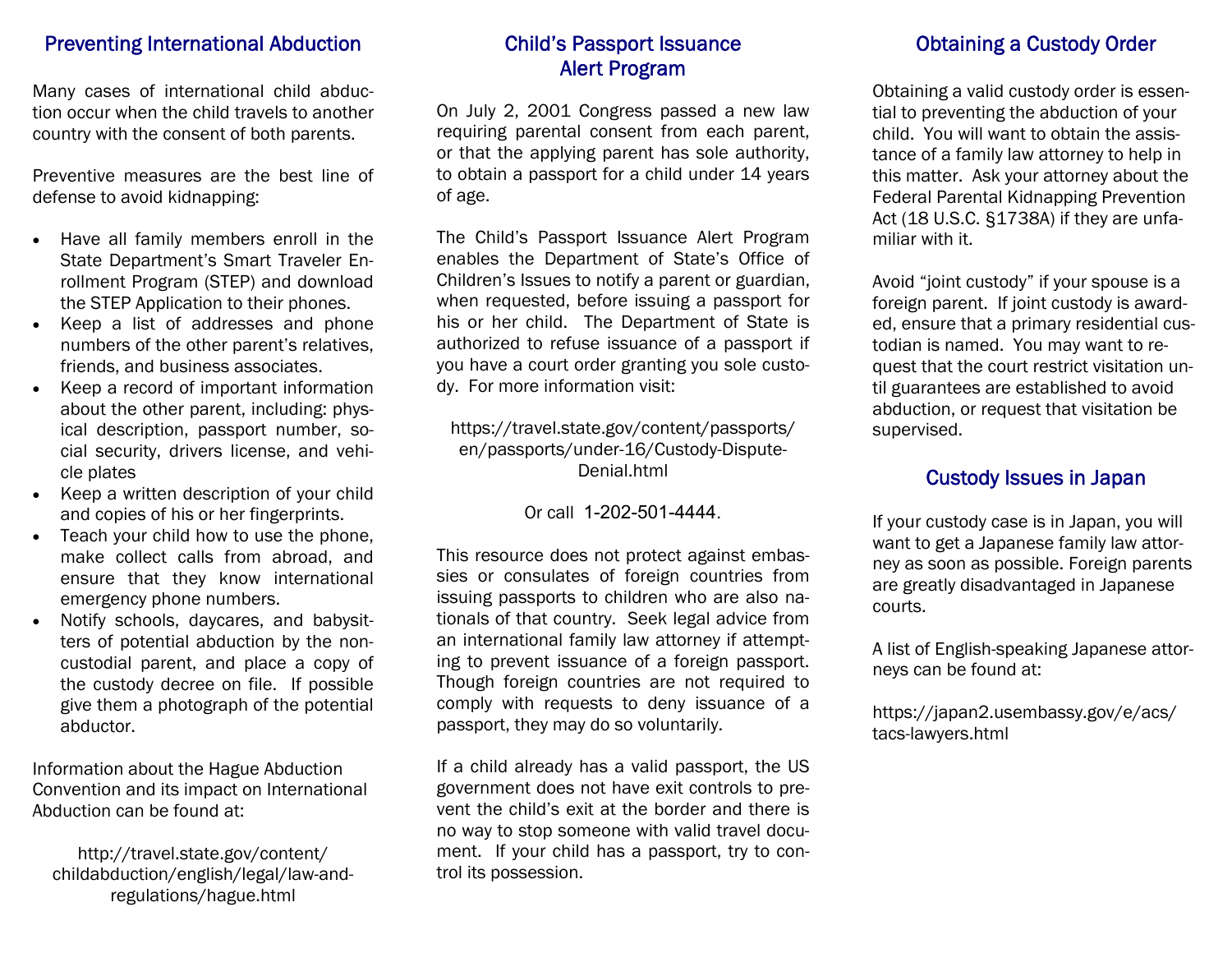## Preventing International Abduction

Many cases of international child abduction occur when the child travels to another country with the consent of both parents.

Preventive measures are the best line of defense to avoid kidnapping:

- Have all family members enroll in the State Department's Smart Traveler Enrollment Program (STEP) and download the STEP Application to their phones.
- Keep a list of addresses and phone numbers of the other parent's relatives, friends, and business associates.
- Keep a record of important information about the other parent, including: physical description, passport number, social security, drivers license, and vehicle plates
- Keep a written description of your child and copies of his or her fingerprints.
- Teach your child how to use the phone, make collect calls from abroad, and ensure that they know international emergency phone numbers.
- Notify schools, daycares, and babysitters of potential abduction by the non-custodial parent, and place a copy of the custody decree on file. If possible give them a photograph of the potential abductor.

Information about the Hague Abduction Convention and its impact on International Abduction can be found at:

http://travel.state.gov/content/childabduction/english/legal/law-and-regulations/hague.html

## Child's Passport Issuance Alert Program

On July 2, 2001 Congress passed a new law requiring parental consent from each parent, or that the applying parent has sole authority, to obtain a passport for a child under 14 years of age.

The Child's Passport Issuance Alert Program enables the Department of State's Office of Children's Issues to notify a parent or guardian, when requested, before issuing a passport for his or her child. The Department of State is authorized to refuse issuance of a passport if you have a court order granting you sole custody. For more information visit:

https://travel.state.gov/content/passports/en/passports/under-16/Custody-Dispute-Denial.html

Or call 1-202-501-4444.

This resource does not protect against embassies or consulates of foreign countries from issuing passports to children who are also nationals of that country. Seek legal advice from an international family law attorney if attempting to prevent issuance of a foreign passport. Though foreign countries are not required to comply with requests to deny issuance of a passport, they may do so voluntarily.

If a child already has a valid passport, the US government does not have exit controls to prevent the child's exit at the border and there is no way to stop someone with valid travel document. If your child has a passport, try to control its possession.

## Obtaining a Custody Order

Obtaining a valid custody order is essential to preventing the abduction of your child. You will want to obtain the assistance of a family law attorney to help in this matter. Ask your attorney about the Federal Parental Kidnapping Prevention Act (18 U.S.C. §1738A) if they are unfamiliar with it.

Avoid "joint custody" if your spouse is a foreign parent. If joint custody is awarded, ensure that a primary residential custodian is named. You may want to request that the court restrict visitation until guarantees are established to avoid abduction, or request that visitation be supervised.

## Custody Issues in Japan

If your custody case is in Japan, you will want to get a Japanese family law attorney as soon as possible. Foreign parents are greatly disadvantaged in Japanese courts.

A list of English-speaking Japanese attorneys can be found at:

https://japan2.usembassy.gov/e/acs/tacs-lawyers.html